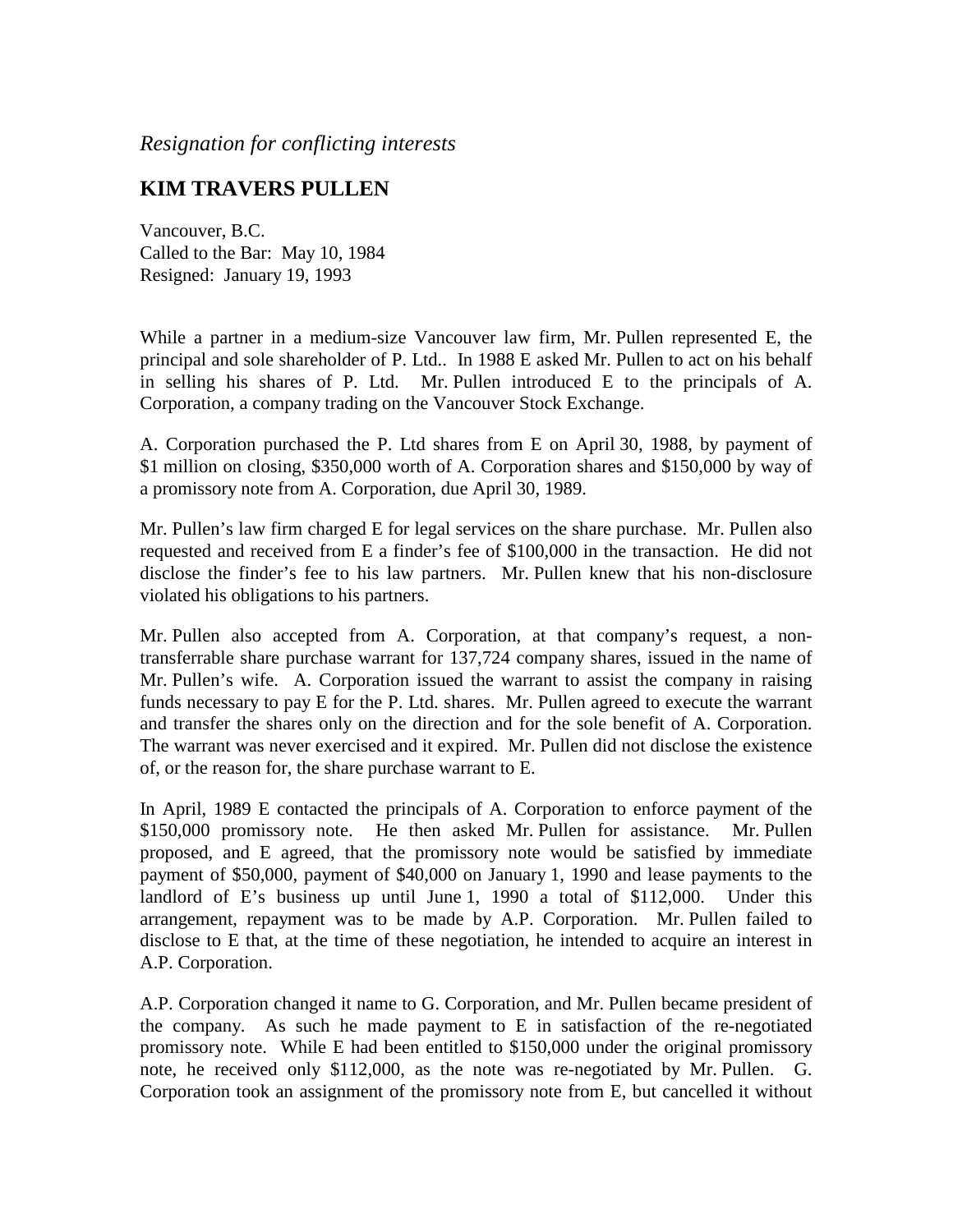*Resignation for conflicting interests*

## KIM TRAVERS PULLEN

Vancouver, B.C.
Called to the Bar: May 10, 1984
Resigned: January 19, 1993

While a partner in a medium-size Vancouver law firm, Mr. Pullen represented E, the principal and sole shareholder of P. Ltd.. In 1988 E asked Mr. Pullen to act on his behalf in selling his shares of P. Ltd. Mr. Pullen introduced E to the principals of A. Corporation, a company trading on the Vancouver Stock Exchange.

A. Corporation purchased the P. Ltd shares from E on April 30, 1988, by payment of $1 million on closing, $350,000 worth of A. Corporation shares and $150,000 by way of a promissory note from A. Corporation, due April 30, 1989.

Mr. Pullen's law firm charged E for legal services on the share purchase. Mr. Pullen also requested and received from E a finder's fee of $100,000 in the transaction. He did not disclose the finder's fee to his law partners. Mr. Pullen knew that his non-disclosure violated his obligations to his partners.

Mr. Pullen also accepted from A. Corporation, at that company's request, a non-transferrable share purchase warrant for 137,724 company shares, issued in the name of Mr. Pullen's wife. A. Corporation issued the warrant to assist the company in raising funds necessary to pay E for the P. Ltd. shares. Mr. Pullen agreed to execute the warrant and transfer the shares only on the direction and for the sole benefit of A. Corporation. The warrant was never exercised and it expired. Mr. Pullen did not disclose the existence of, or the reason for, the share purchase warrant to E.

In April, 1989 E contacted the principals of A. Corporation to enforce payment of the $150,000 promissory note. He then asked Mr. Pullen for assistance. Mr. Pullen proposed, and E agreed, that the promissory note would be satisfied by immediate payment of $50,000, payment of $40,000 on January 1, 1990 and lease payments to the landlord of E's business up until June 1, 1990 a total of $112,000. Under this arrangement, repayment was to be made by A.P. Corporation. Mr. Pullen failed to disclose to E that, at the time of these negotiation, he intended to acquire an interest in A.P. Corporation.

A.P. Corporation changed it name to G. Corporation, and Mr. Pullen became president of the company. As such he made payment to E in satisfaction of the re-negotiated promissory note. While E had been entitled to $150,000 under the original promissory note, he received only $112,000, as the note was re-negotiated by Mr. Pullen. G. Corporation took an assignment of the promissory note from E, but cancelled it without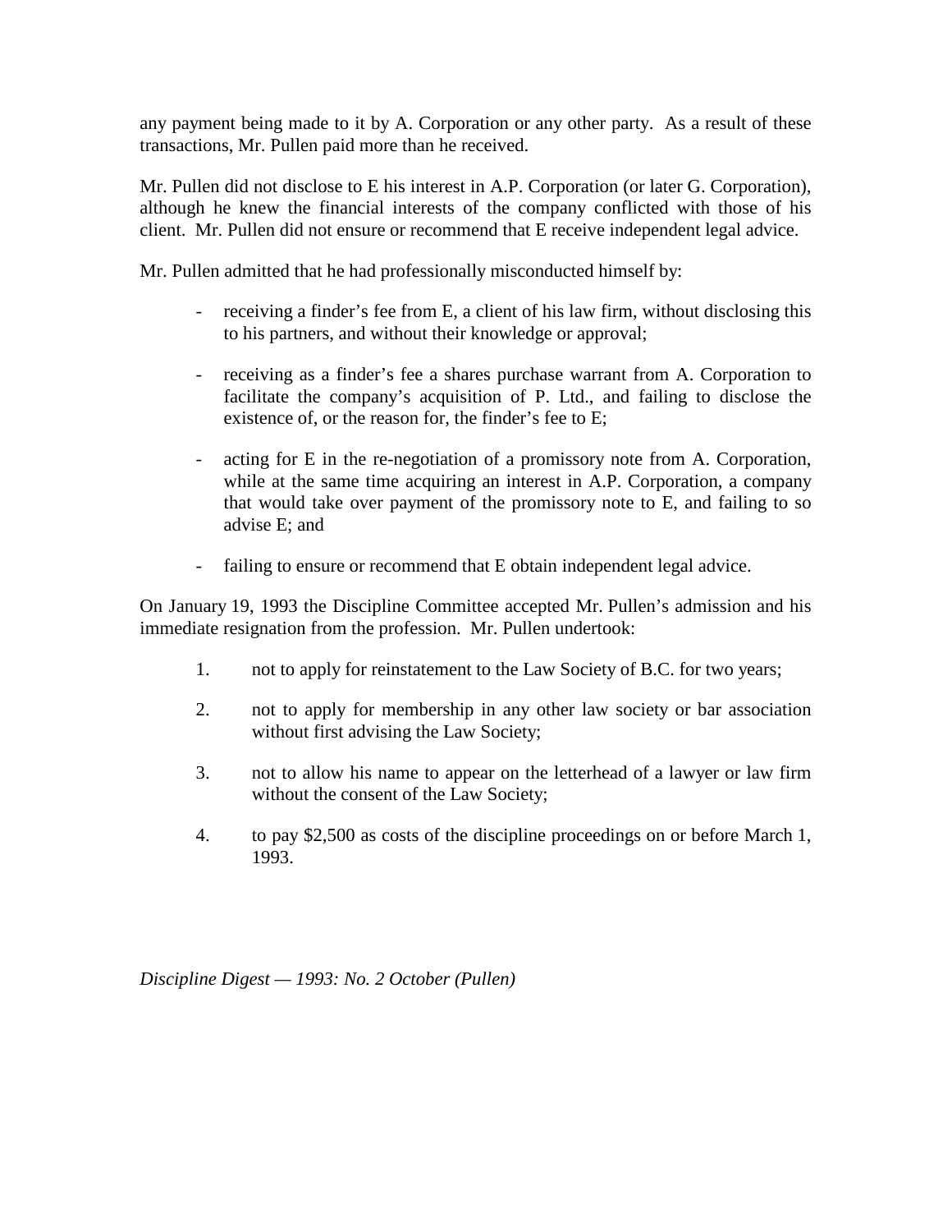any payment being made to it by A. Corporation or any other party. As a result of these transactions, Mr. Pullen paid more than he received.

Mr. Pullen did not disclose to E his interest in A.P. Corporation (or later G. Corporation), although he knew the financial interests of the company conflicted with those of his client. Mr. Pullen did not ensure or recommend that E receive independent legal advice.

Mr. Pullen admitted that he had professionally misconducted himself by:

- receiving a finder's fee from E, a client of his law firm, without disclosing this to his partners, and without their knowledge or approval;
- receiving as a finder's fee a shares purchase warrant from A. Corporation to facilitate the company's acquisition of P. Ltd., and failing to disclose the existence of, or the reason for, the finder's fee to E;
- acting for E in the re-negotiation of a promissory note from A. Corporation, while at the same time acquiring an interest in A.P. Corporation, a company that would take over payment of the promissory note to E, and failing to so advise E; and
- failing to ensure or recommend that E obtain independent legal advice.

On January 19, 1993 the Discipline Committee accepted Mr. Pullen's admission and his immediate resignation from the profession. Mr. Pullen undertook:

1. not to apply for reinstatement to the Law Society of B.C. for two years;
2. not to apply for membership in any other law society or bar association without first advising the Law Society;
3. not to allow his name to appear on the letterhead of a lawyer or law firm without the consent of the Law Society;
4. to pay $2,500 as costs of the discipline proceedings on or before March 1, 1993.

*Discipline Digest — 1993: No. 2 October (Pullen)*